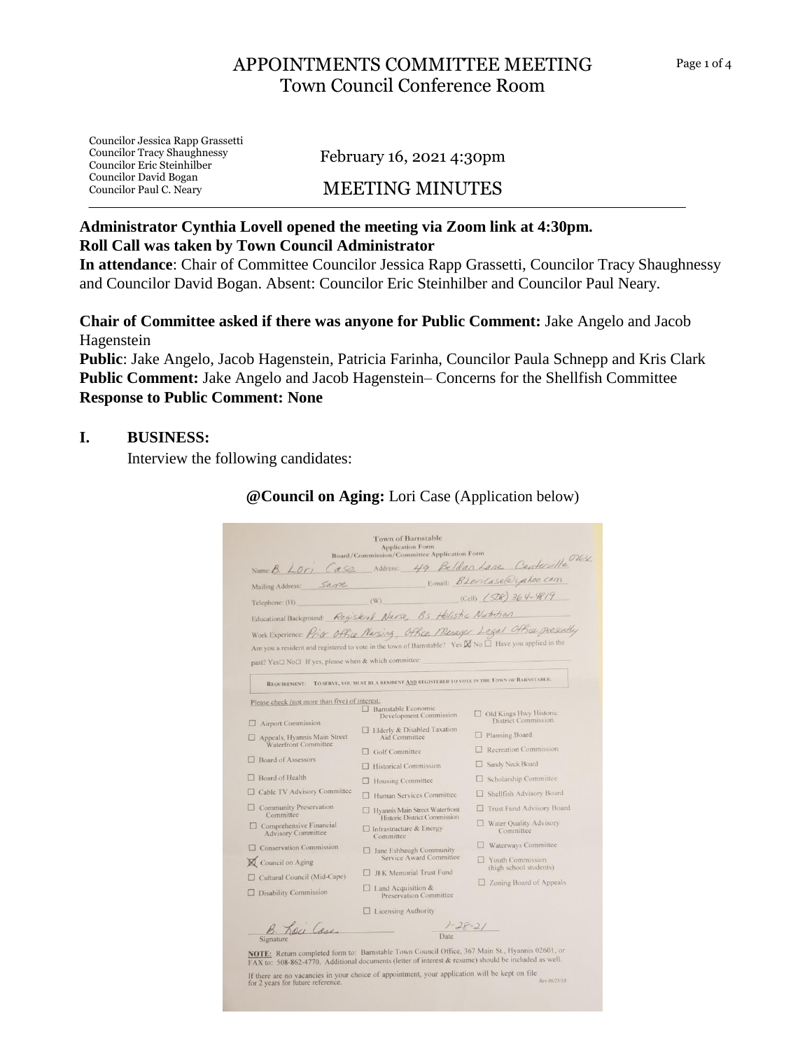# APPOINTMENTS COMMITTEE MEETING
## Town Council Conference Room

Councilor Jessica Rapp Grassetti
Councilor Tracy Shaughnessy
Councilor Eric Steinhilber
Councilor David Bogan
Councilor Paul C. Neary

February 16, 2021 4:30pm

## MEETING MINUTES

**Administrator Cynthia Lovell opened the meeting via Zoom link at 4:30pm.**
**Roll Call was taken by Town Council Administrator**

**In attendance**: Chair of Committee Councilor Jessica Rapp Grassetti, Councilor Tracy Shaughnessy and Councilor David Bogan. Absent: Councilor Eric Steinhilber and Councilor Paul Neary.

**Chair of Committee asked if there was anyone for Public Comment:** Jake Angelo and Jacob Hagenstein

**Public**: Jake Angelo, Jacob Hagenstein, Patricia Farinha, Councilor Paula Schnepp and Kris Clark

**Public Comment:** Jake Angelo and Jacob Hagenstein– Concerns for the Shellfish Committee

**Response to Public Comment: None**

## I. BUSINESS:

Interview the following candidates:

**@Council on Aging:** Lori Case (Application below)

Town of Barnstable
Application Form
Board/Commission/Committee Application Form

Name: B. Lori Case Address: 49 Beldan Lane Centerville 02632
Mailing Address: Same E-mail: BLoriCase@yahoo.com
Telephone: (H) (W) (Cell) (508) 364-4819
Educational Background: Registered Nurse, BS Holistic Nutrition
Work Experience: Prior Office Nursing, Office Manager Legal Office presently
Are you a resident and registered to vote in the town of Barnstable? Yes ☒ No ☐ Have you applied in the past? Yes☐ No☐ If yes, please when & which committee:

REQUIREMENT: TO SERVE, YOU MUST BE A RESIDENT AND REGISTERED TO VOTE IN THE TOWN OF BARNSTABLE.

Please check (not more than five) of interest:

| | | |
|---|---|---|
| ☐ Airport Commission | ☐ Barnstable Economic Development Commission | ☐ Old Kings Hwy Historic District Commission |
| ☐ Appeals, Hyannis Main Street Waterfront Committee | ☐ Elderly & Disabled Taxation Aid Committee | ☐ Planning Board |
| ☐ Board of Assessors | ☐ Golf Committee | ☐ Recreation Commission |
| ☐ Board of Health | ☐ Historical Commission | ☐ Sandy Neck Board |
| ☐ Cable TV Advisory Committee | ☐ Housing Committee | ☐ Scholarship Committee |
| ☐ Community Preservation Committee | ☐ Human Services Committee | ☐ Shellfish Advisory Board |
| ☐ Comprehensive Financial Advisory Committee | ☐ Hyannis Main Street Waterfront Historic District Commission | ☐ Trust Fund Advisory Board |
| ☐ Conservation Commission | ☐ Infrastructure & Energy Committee | ☐ Water Quality Advisory Committee |
| ☒ Council on Aging | ☐ Jane Eshbaugh Community Service Award Committee | ☐ Waterways Committee |
| ☐ Cultural Council (Mid-Cape) | ☐ JFK Memorial Trust Fund | ☐ Youth Commission (high school students) |
| ☐ Disability Commission | ☐ Land Acquisition & Preservation Committee | ☐ Zoning Board of Appeals |
| | ☐ Licensing Authority | |

B. Lori Case 1-28-21
Signature Date

NOTE: Return completed form to: Barnstable Town Council Office, 367 Main St., Hyannis 02601, or FAX to: 508-862-4770. Additional documents (letter of interest & resume) should be included as well.

If there are no vacancies in your choice of appointment, your application will be kept on file for 2 years for future reference.

Rev 06/25/18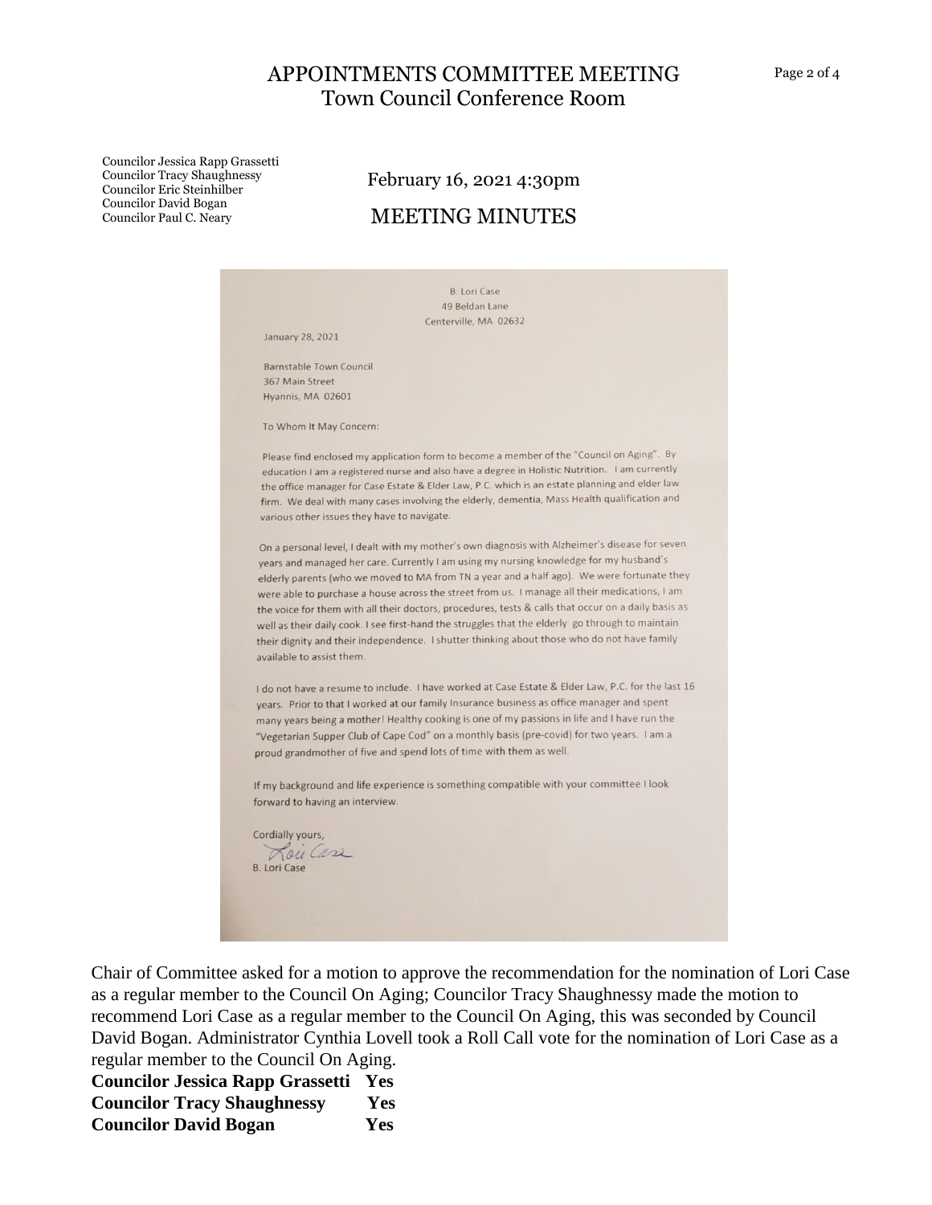# APPOINTMENTS COMMITTEE MEETING
## Town Council Conference Room

Councilor Jessica Rapp Grassetti
Councilor Tracy Shaughnessy
Councilor Eric Steinhilber
Councilor David Bogan
Councilor Paul C. Neary

February 16, 2021 4:30pm

## MEETING MINUTES

B. Lori Case
49 Beldan Lane
Centerville, MA 02632

January 28, 2021

Barnstable Town Council
367 Main Street
Hyannis, MA 02601

To Whom It May Concern:

Please find enclosed my application form to become a member of the "Council on Aging". By education I am a registered nurse and also have a degree in Holistic Nutrition. I am currently the office manager for Case Estate & Elder Law, P.C. which is an estate planning and elder law firm. We deal with many cases involving the elderly, dementia, Mass Health qualification and various other issues they have to navigate.

On a personal level, I dealt with my mother's own diagnosis with Alzheimer's disease for seven years and managed her care. Currently I am using my nursing knowledge for my husband's elderly parents (who we moved to MA from TN a year and a half ago). We were fortunate they were able to purchase a house across the street from us. I manage all their medications, I am the voice for them with all their doctors, procedures, tests & calls that occur on a daily basis as well as their daily cook. I see first-hand the struggles that the elderly go through to maintain their dignity and their independence. I shutter thinking about those who do not have family available to assist them.

I do not have a resume to include. I have worked at Case Estate & Elder Law, P.C. for the last 16 years. Prior to that I worked at our family Insurance business as office manager and spent many years being a mother! Healthy cooking is one of my passions in life and I have run the "Vegetarian Supper Club of Cape Cod" on a monthly basis (pre-covid) for two years. I am a proud grandmother of five and spend lots of time with them as well.

If my background and life experience is something compatible with your committee I look forward to having an interview.

Cordially yours,

Lori Case

B. Lori Case

Chair of Committee asked for a motion to approve the recommendation for the nomination of Lori Case as a regular member to the Council On Aging; Councilor Tracy Shaughnessy made the motion to recommend Lori Case as a regular member to the Council On Aging, this was seconded by Council David Bogan. Administrator Cynthia Lovell took a Roll Call vote for the nomination of Lori Case as a regular member to the Council On Aging.

**Councilor Jessica Rapp Grassetti Yes**
**Councilor Tracy Shaughnessy Yes**
**Councilor David Bogan Yes**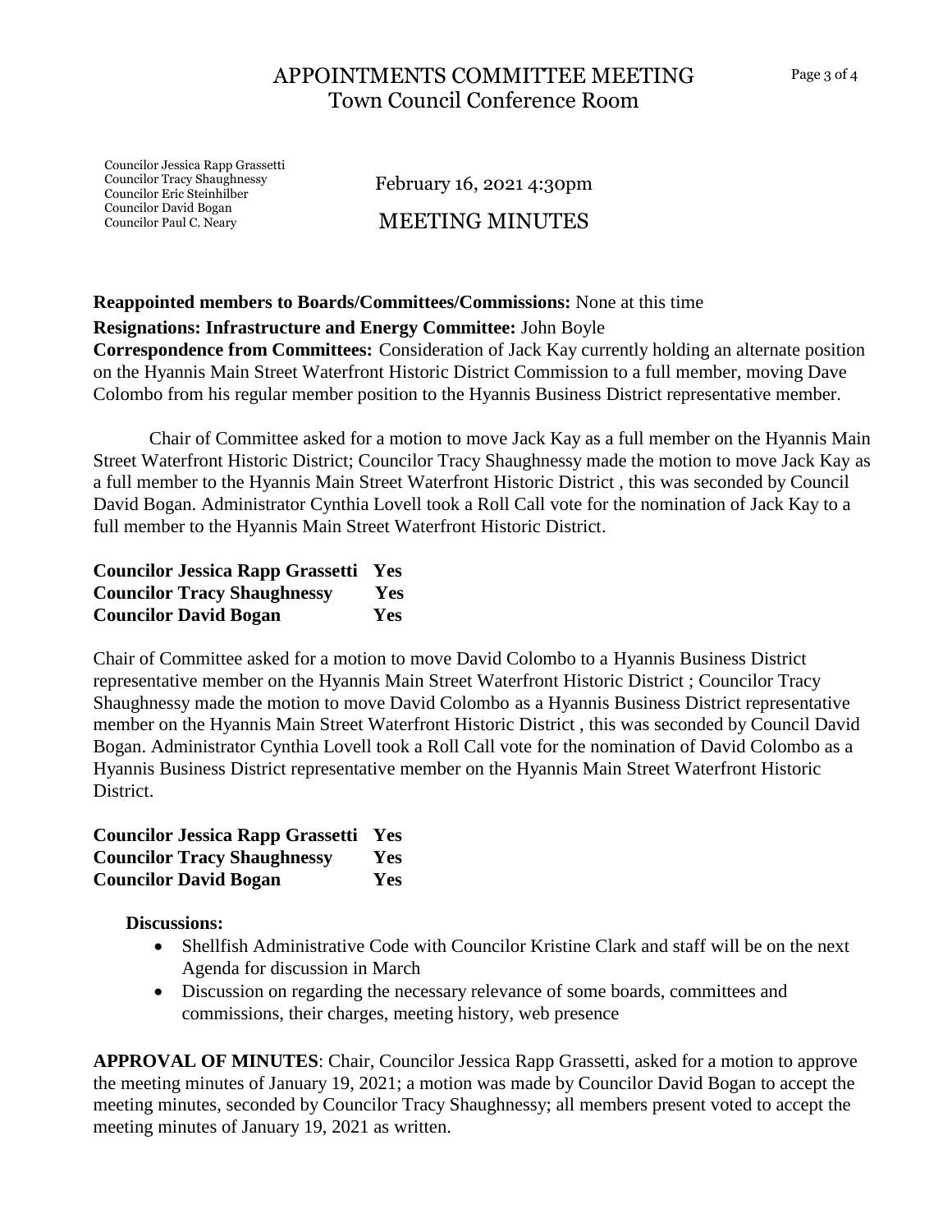# APPOINTMENTS COMMITTEE MEETING
## Town Council Conference Room

Councilor Jessica Rapp Grassetti
Councilor Tracy Shaughnessy
Councilor Eric Steinhilber
Councilor David Bogan
Councilor Paul C. Neary

February 16, 2021 4:30pm

MEETING MINUTES

**Reappointed members to Boards/Committees/Commissions:** None at this time

**Resignations: Infrastructure and Energy Committee:** John Boyle

**Correspondence from Committees:** Consideration of Jack Kay currently holding an alternate position on the Hyannis Main Street Waterfront Historic District Commission to a full member, moving Dave Colombo from his regular member position to the Hyannis Business District representative member.

Chair of Committee asked for a motion to move Jack Kay as a full member on the Hyannis Main Street Waterfront Historic District; Councilor Tracy Shaughnessy made the motion to move Jack Kay as a full member to the Hyannis Main Street Waterfront Historic District , this was seconded by Council David Bogan. Administrator Cynthia Lovell took a Roll Call vote for the nomination of Jack Kay to a full member to the Hyannis Main Street Waterfront Historic District.

**Councilor Jessica Rapp Grassetti Yes**
**Councilor Tracy Shaughnessy Yes**
**Councilor David Bogan Yes**

Chair of Committee asked for a motion to move David Colombo to a Hyannis Business District representative member on the Hyannis Main Street Waterfront Historic District ; Councilor Tracy Shaughnessy made the motion to move David Colombo as a Hyannis Business District representative member on the Hyannis Main Street Waterfront Historic District , this was seconded by Council David Bogan. Administrator Cynthia Lovell took a Roll Call vote for the nomination of David Colombo as a Hyannis Business District representative member on the Hyannis Main Street Waterfront Historic District.

**Councilor Jessica Rapp Grassetti Yes**
**Councilor Tracy Shaughnessy Yes**
**Councilor David Bogan Yes**

**Discussions:**

- Shellfish Administrative Code with Councilor Kristine Clark and staff will be on the next Agenda for discussion in March
- Discussion on regarding the necessary relevance of some boards, committees and commissions, their charges, meeting history, web presence

**APPROVAL OF MINUTES**: Chair, Councilor Jessica Rapp Grassetti, asked for a motion to approve the meeting minutes of January 19, 2021; a motion was made by Councilor David Bogan to accept the meeting minutes, seconded by Councilor Tracy Shaughnessy; all members present voted to accept the meeting minutes of January 19, 2021 as written.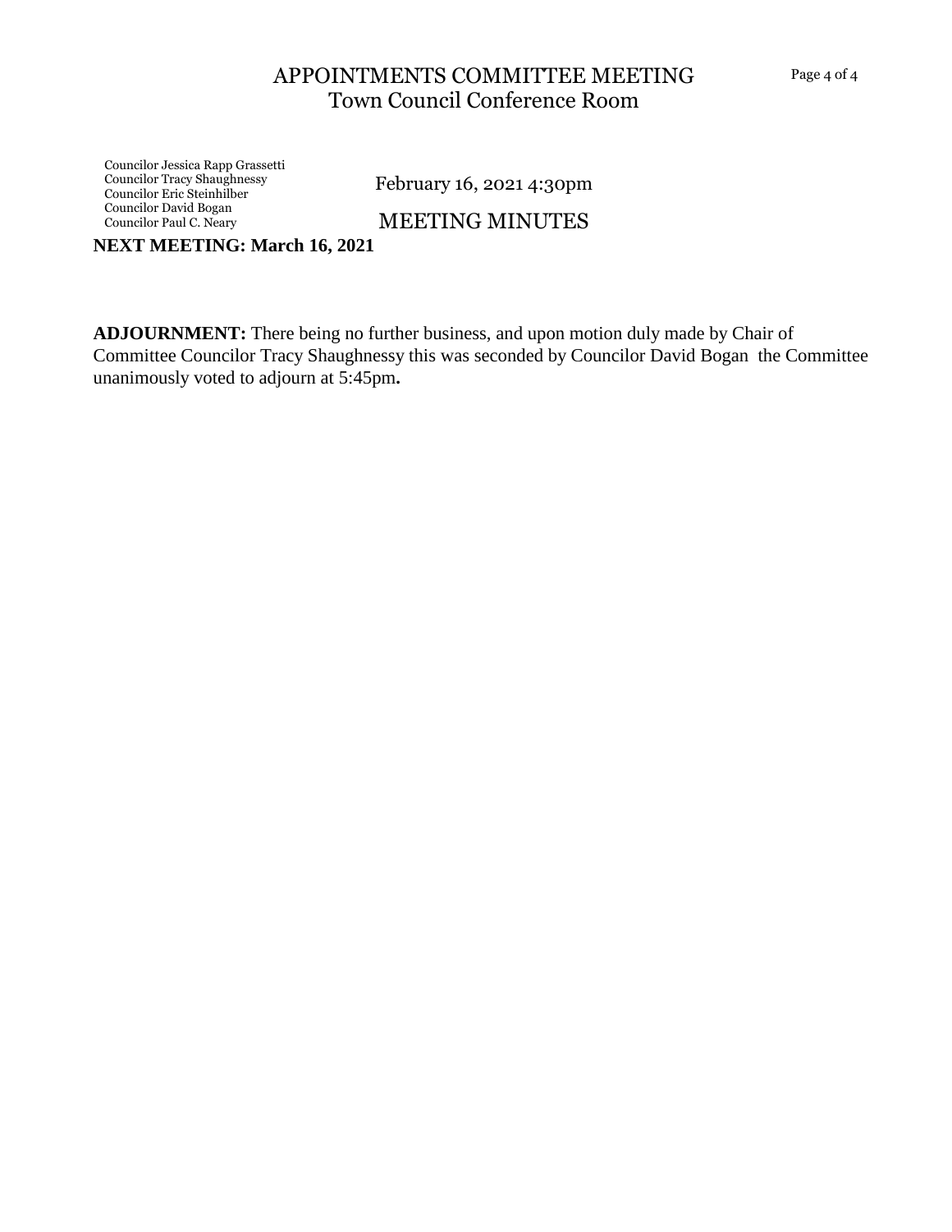# APPOINTMENTS COMMITTEE MEETING
## Town Council Conference Room

Councilor Jessica Rapp Grassetti
Councilor Tracy Shaughnessy
Councilor Eric Steinhilber
Councilor David Bogan
Councilor Paul C. Neary

February 16, 2021 4:30pm

MEETING MINUTES

**NEXT MEETING: March 16, 2021**

**ADJOURNMENT:** There being no further business, and upon motion duly made by Chair of Committee Councilor Tracy Shaughnessy this was seconded by Councilor David Bogan the Committee unanimously voted to adjourn at 5:45pm**.**